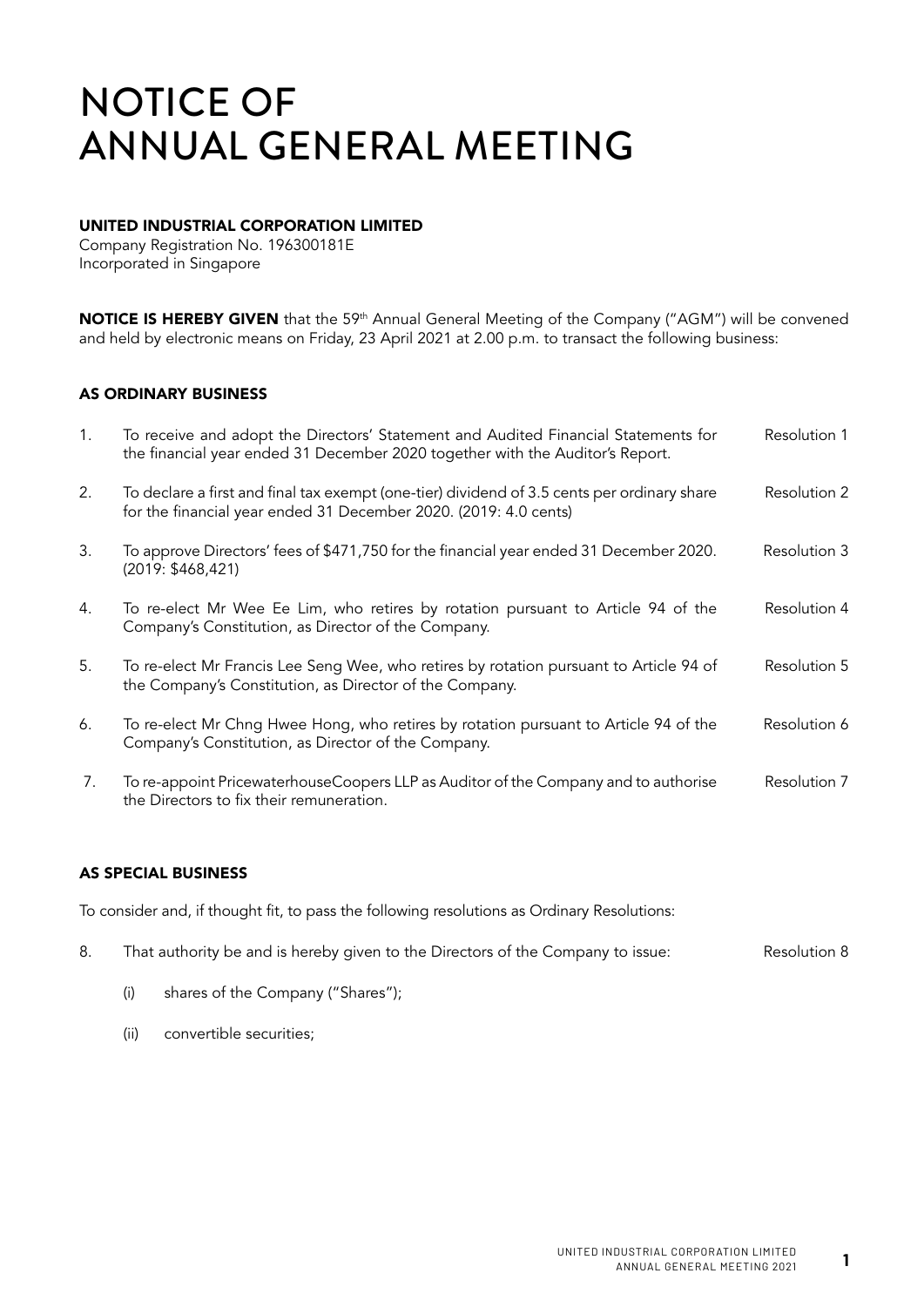# NOTICE OF ANNUAL GENERAL MEETING

**UNITED INDUSTRIAL CORPORATION LIMITED**
Company Registration No. 196300181E
Incorporated in Singapore

**NOTICE IS HEREBY GIVEN** that the 59th Annual General Meeting of the Company ("AGM") will be convened and held by electronic means on Friday, 23 April 2021 at 2.00 p.m. to transact the following business:

## AS ORDINARY BUSINESS

1. To receive and adopt the Directors' Statement and Audited Financial Statements for the financial year ended 31 December 2020 together with the Auditor's Report. — Resolution 1

2. To declare a first and final tax exempt (one-tier) dividend of 3.5 cents per ordinary share for the financial year ended 31 December 2020. (2019: 4.0 cents) — Resolution 2

3. To approve Directors' fees of $471,750 for the financial year ended 31 December 2020. (2019: $468,421) — Resolution 3

4. To re-elect Mr Wee Ee Lim, who retires by rotation pursuant to Article 94 of the Company's Constitution, as Director of the Company. — Resolution 4

5. To re-elect Mr Francis Lee Seng Wee, who retires by rotation pursuant to Article 94 of the Company's Constitution, as Director of the Company. — Resolution 5

6. To re-elect Mr Chng Hwee Hong, who retires by rotation pursuant to Article 94 of the Company's Constitution, as Director of the Company. — Resolution 6

7. To re-appoint PricewaterhouseCoopers LLP as Auditor of the Company and to authorise the Directors to fix their remuneration. — Resolution 7

## AS SPECIAL BUSINESS

To consider and, if thought fit, to pass the following resolutions as Ordinary Resolutions:

8. That authority be and is hereby given to the Directors of the Company to issue: — Resolution 8

   (i) shares of the Company ("Shares");

   (ii) convertible securities;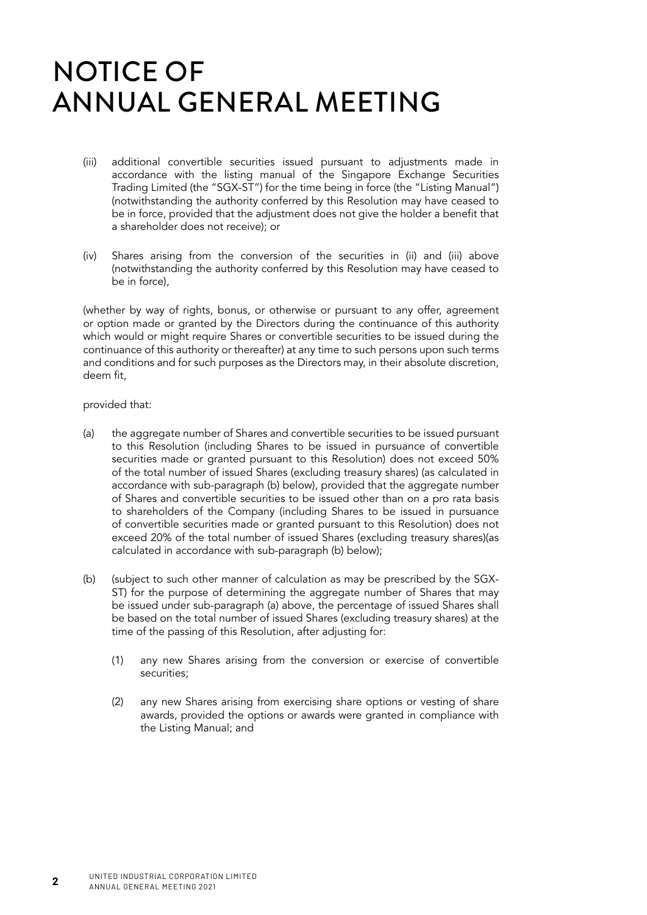# NOTICE OF ANNUAL GENERAL MEETING

(iii) additional convertible securities issued pursuant to adjustments made in accordance with the listing manual of the Singapore Exchange Securities Trading Limited (the "SGX-ST") for the time being in force (the "Listing Manual") (notwithstanding the authority conferred by this Resolution may have ceased to be in force, provided that the adjustment does not give the holder a benefit that a shareholder does not receive); or

(iv) Shares arising from the conversion of the securities in (ii) and (iii) above (notwithstanding the authority conferred by this Resolution may have ceased to be in force),

(whether by way of rights, bonus, or otherwise or pursuant to any offer, agreement or option made or granted by the Directors during the continuance of this authority which would or might require Shares or convertible securities to be issued during the continuance of this authority or thereafter) at any time to such persons upon such terms and conditions and for such purposes as the Directors may, in their absolute discretion, deem fit,

provided that:

(a) the aggregate number of Shares and convertible securities to be issued pursuant to this Resolution (including Shares to be issued in pursuance of convertible securities made or granted pursuant to this Resolution) does not exceed 50% of the total number of issued Shares (excluding treasury shares) (as calculated in accordance with sub-paragraph (b) below), provided that the aggregate number of Shares and convertible securities to be issued other than on a pro rata basis to shareholders of the Company (including Shares to be issued in pursuance of convertible securities made or granted pursuant to this Resolution) does not exceed 20% of the total number of issued Shares (excluding treasury shares)(as calculated in accordance with sub-paragraph (b) below);

(b) (subject to such other manner of calculation as may be prescribed by the SGX-ST) for the purpose of determining the aggregate number of Shares that may be issued under sub-paragraph (a) above, the percentage of issued Shares shall be based on the total number of issued Shares (excluding treasury shares) at the time of the passing of this Resolution, after adjusting for:

    (1) any new Shares arising from the conversion or exercise of convertible securities;

    (2) any new Shares arising from exercising share options or vesting of share awards, provided the options or awards were granted in compliance with the Listing Manual; and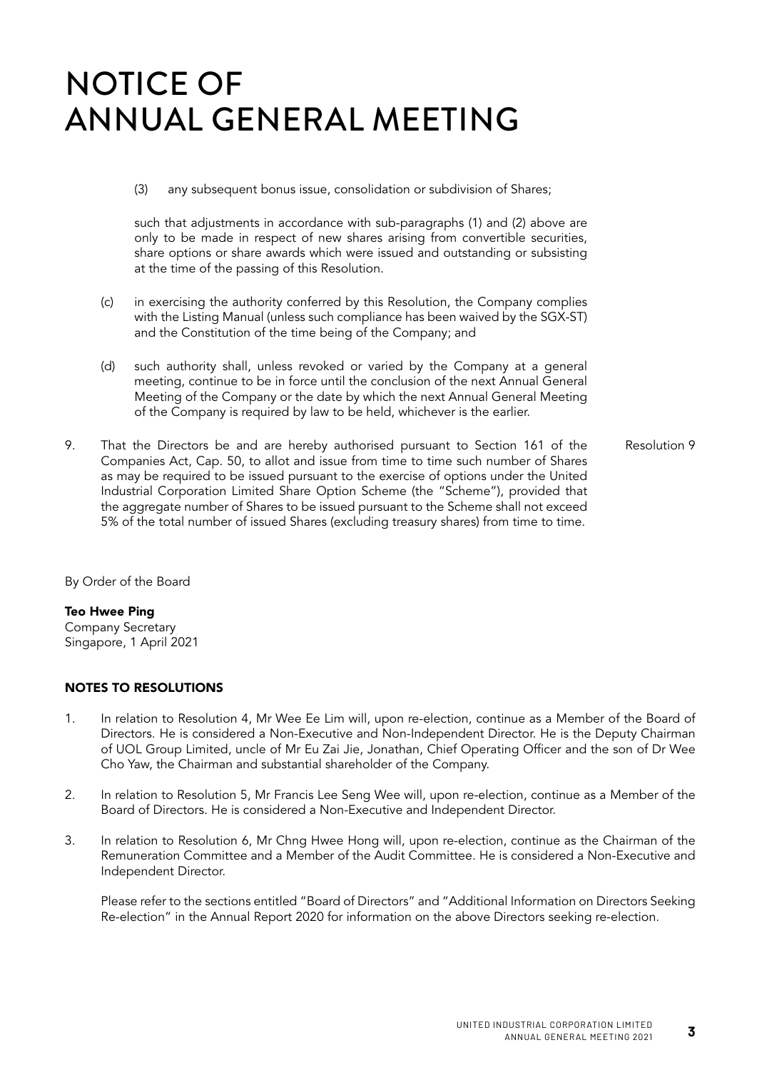# NOTICE OF ANNUAL GENERAL MEETING

(3) any subsequent bonus issue, consolidation or subdivision of Shares;

such that adjustments in accordance with sub-paragraphs (1) and (2) above are only to be made in respect of new shares arising from convertible securities, share options or share awards which were issued and outstanding or subsisting at the time of the passing of this Resolution.

(c) in exercising the authority conferred by this Resolution, the Company complies with the Listing Manual (unless such compliance has been waived by the SGX-ST) and the Constitution of the time being of the Company; and

(d) such authority shall, unless revoked or varied by the Company at a general meeting, continue to be in force until the conclusion of the next Annual General Meeting of the Company or the date by which the next Annual General Meeting of the Company is required by law to be held, whichever is the earlier.

9. That the Directors be and are hereby authorised pursuant to Section 161 of the Companies Act, Cap. 50, to allot and issue from time to time such number of Shares as may be required to be issued pursuant to the exercise of options under the United Industrial Corporation Limited Share Option Scheme (the "Scheme"), provided that the aggregate number of Shares to be issued pursuant to the Scheme shall not exceed 5% of the total number of issued Shares (excluding treasury shares) from time to time. **Resolution 9**

By Order of the Board

**Teo Hwee Ping**
Company Secretary
Singapore, 1 April 2021

### NOTES TO RESOLUTIONS

1. In relation to Resolution 4, Mr Wee Ee Lim will, upon re-election, continue as a Member of the Board of Directors. He is considered a Non-Executive and Non-Independent Director. He is the Deputy Chairman of UOL Group Limited, uncle of Mr Eu Zai Jie, Jonathan, Chief Operating Officer and the son of Dr Wee Cho Yaw, the Chairman and substantial shareholder of the Company.

2. In relation to Resolution 5, Mr Francis Lee Seng Wee will, upon re-election, continue as a Member of the Board of Directors. He is considered a Non-Executive and Independent Director.

3. In relation to Resolution 6, Mr Chng Hwee Hong will, upon re-election, continue as the Chairman of the Remuneration Committee and a Member of the Audit Committee. He is considered a Non-Executive and Independent Director.

   Please refer to the sections entitled "Board of Directors" and "Additional Information on Directors Seeking Re-election" in the Annual Report 2020 for information on the above Directors seeking re-election.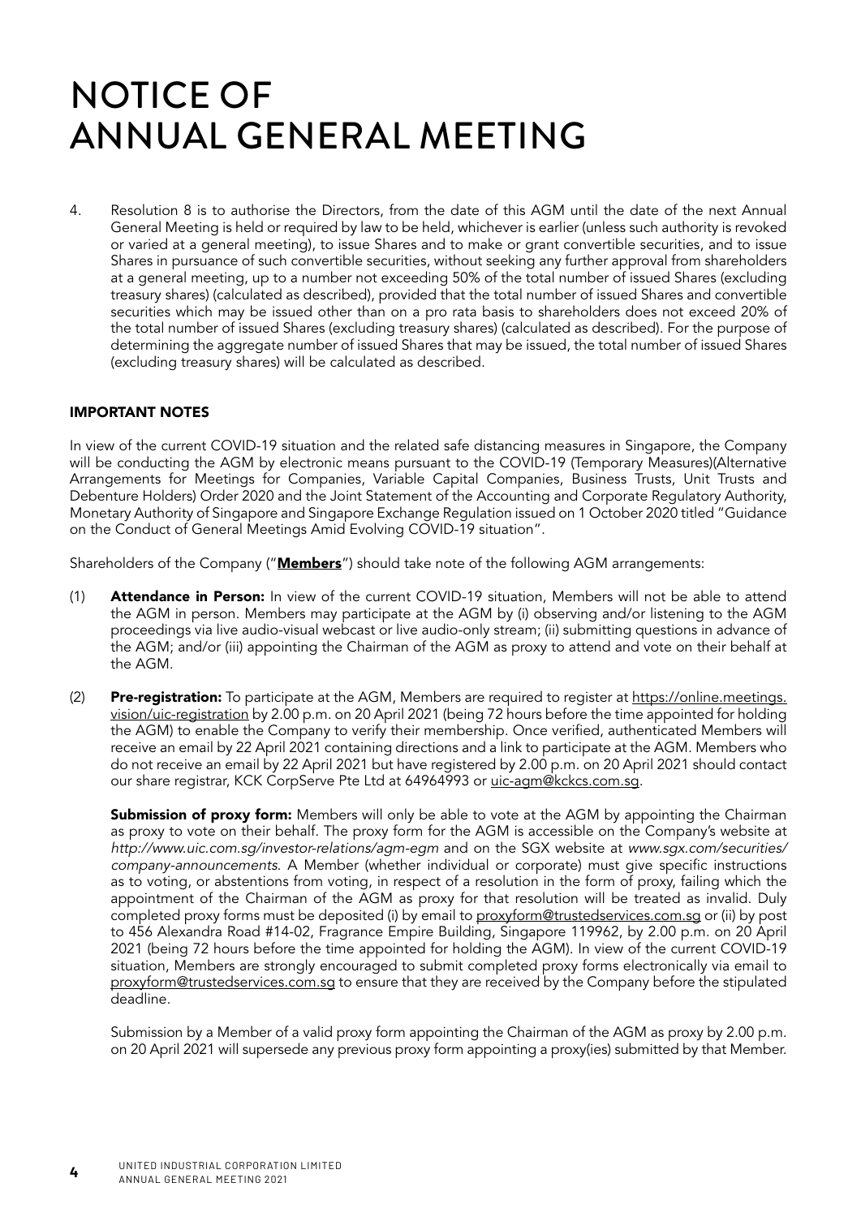# NOTICE OF ANNUAL GENERAL MEETING

4. Resolution 8 is to authorise the Directors, from the date of this AGM until the date of the next Annual General Meeting is held or required by law to be held, whichever is earlier (unless such authority is revoked or varied at a general meeting), to issue Shares and to make or grant convertible securities, and to issue Shares in pursuance of such convertible securities, without seeking any further approval from shareholders at a general meeting, up to a number not exceeding 50% of the total number of issued Shares (excluding treasury shares) (calculated as described), provided that the total number of issued Shares and convertible securities which may be issued other than on a pro rata basis to shareholders does not exceed 20% of the total number of issued Shares (excluding treasury shares) (calculated as described). For the purpose of determining the aggregate number of issued Shares that may be issued, the total number of issued Shares (excluding treasury shares) will be calculated as described.

## IMPORTANT NOTES

In view of the current COVID-19 situation and the related safe distancing measures in Singapore, the Company will be conducting the AGM by electronic means pursuant to the COVID-19 (Temporary Measures)(Alternative Arrangements for Meetings for Companies, Variable Capital Companies, Business Trusts, Unit Trusts and Debenture Holders) Order 2020 and the Joint Statement of the Accounting and Corporate Regulatory Authority, Monetary Authority of Singapore and Singapore Exchange Regulation issued on 1 October 2020 titled "Guidance on the Conduct of General Meetings Amid Evolving COVID-19 situation".

Shareholders of the Company ("**Members**") should take note of the following AGM arrangements:

(1) **Attendance in Person:** In view of the current COVID-19 situation, Members will not be able to attend the AGM in person. Members may participate at the AGM by (i) observing and/or listening to the AGM proceedings via live audio-visual webcast or live audio-only stream; (ii) submitting questions in advance of the AGM; and/or (iii) appointing the Chairman of the AGM as proxy to attend and vote on their behalf at the AGM.

(2) **Pre-registration:** To participate at the AGM, Members are required to register at https://online.meetings.vision/uic-registration by 2.00 p.m. on 20 April 2021 (being 72 hours before the time appointed for holding the AGM) to enable the Company to verify their membership. Once verified, authenticated Members will receive an email by 22 April 2021 containing directions and a link to participate at the AGM. Members who do not receive an email by 22 April 2021 but have registered by 2.00 p.m. on 20 April 2021 should contact our share registrar, KCK CorpServe Pte Ltd at 64964993 or uic-agm@kckcs.com.sg.

   **Submission of proxy form:** Members will only be able to vote at the AGM by appointing the Chairman as proxy to vote on their behalf. The proxy form for the AGM is accessible on the Company's website at *http://www.uic.com.sg/investor-relations/agm-egm* and on the SGX website at *www.sgx.com/securities/company-announcements*. A Member (whether individual or corporate) must give specific instructions as to voting, or abstentions from voting, in respect of a resolution in the form of proxy, failing which the appointment of the Chairman of the AGM as proxy for that resolution will be treated as invalid. Duly completed proxy forms must be deposited (i) by email to proxyform@trustedservices.com.sg or (ii) by post to 456 Alexandra Road #14-02, Fragrance Empire Building, Singapore 119962, by 2.00 p.m. on 20 April 2021 (being 72 hours before the time appointed for holding the AGM). In view of the current COVID-19 situation, Members are strongly encouraged to submit completed proxy forms electronically via email to proxyform@trustedservices.com.sg to ensure that they are received by the Company before the stipulated deadline.

   Submission by a Member of a valid proxy form appointing the Chairman of the AGM as proxy by 2.00 p.m. on 20 April 2021 will supersede any previous proxy form appointing a proxy(ies) submitted by that Member.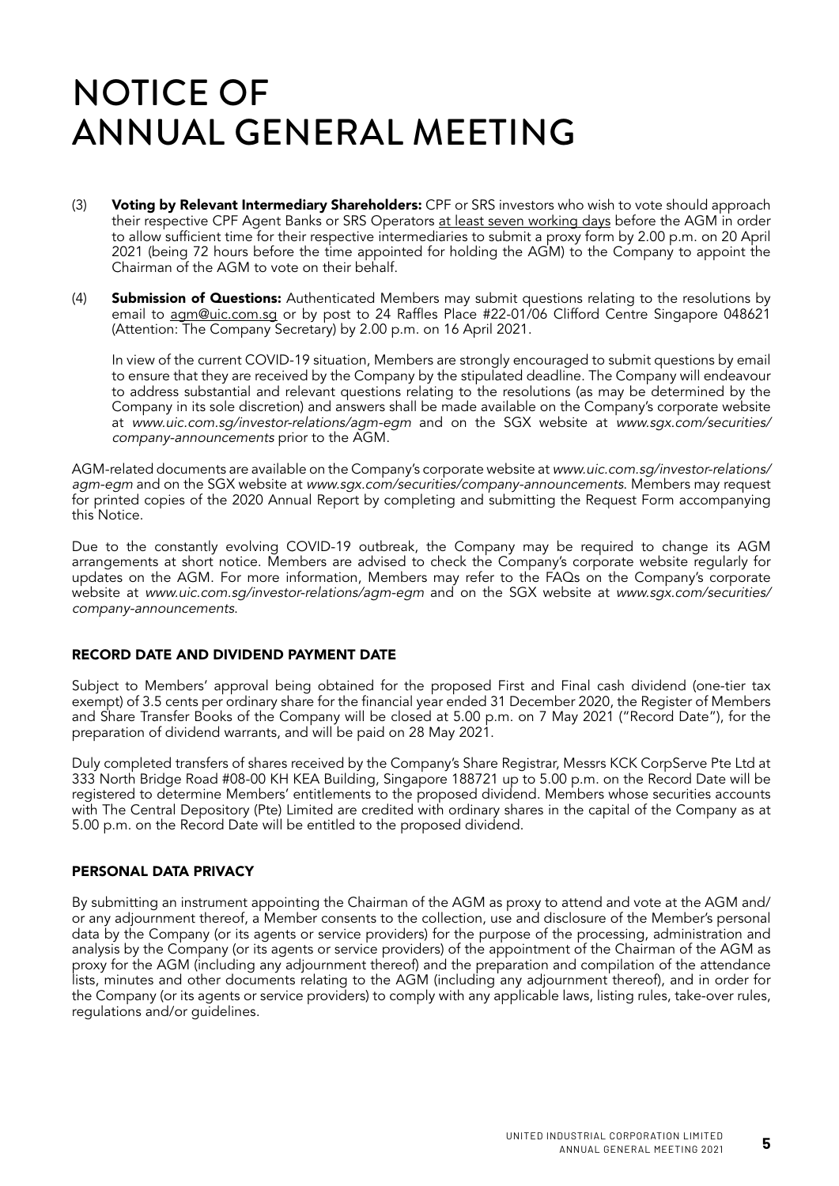# NOTICE OF ANNUAL GENERAL MEETING

(3) **Voting by Relevant Intermediary Shareholders:** CPF or SRS investors who wish to vote should approach their respective CPF Agent Banks or SRS Operators at least seven working days before the AGM in order to allow sufficient time for their respective intermediaries to submit a proxy form by 2.00 p.m. on 20 April 2021 (being 72 hours before the time appointed for holding the AGM) to the Company to appoint the Chairman of the AGM to vote on their behalf.

(4) **Submission of Questions:** Authenticated Members may submit questions relating to the resolutions by email to agm@uic.com.sg or by post to 24 Raffles Place #22-01/06 Clifford Centre Singapore 048621 (Attention: The Company Secretary) by 2.00 p.m. on 16 April 2021.

In view of the current COVID-19 situation, Members are strongly encouraged to submit questions by email to ensure that they are received by the Company by the stipulated deadline. The Company will endeavour to address substantial and relevant questions relating to the resolutions (as may be determined by the Company in its sole discretion) and answers shall be made available on the Company's corporate website at *www.uic.com.sg/investor-relations/agm-egm* and on the SGX website at *www.sgx.com/securities/company-announcements* prior to the AGM.

AGM-related documents are available on the Company's corporate website at *www.uic.com.sg/investor-relations/agm-egm* and on the SGX website at *www.sgx.com/securities/company-announcements*. Members may request for printed copies of the 2020 Annual Report by completing and submitting the Request Form accompanying this Notice.

Due to the constantly evolving COVID-19 outbreak, the Company may be required to change its AGM arrangements at short notice. Members are advised to check the Company's corporate website regularly for updates on the AGM. For more information, Members may refer to the FAQs on the Company's corporate website at *www.uic.com.sg/investor-relations/agm-egm* and on the SGX website at *www.sgx.com/securities/company-announcements*.

## RECORD DATE AND DIVIDEND PAYMENT DATE

Subject to Members' approval being obtained for the proposed First and Final cash dividend (one-tier tax exempt) of 3.5 cents per ordinary share for the financial year ended 31 December 2020, the Register of Members and Share Transfer Books of the Company will be closed at 5.00 p.m. on 7 May 2021 ("Record Date"), for the preparation of dividend warrants, and will be paid on 28 May 2021.

Duly completed transfers of shares received by the Company's Share Registrar, Messrs KCK CorpServe Pte Ltd at 333 North Bridge Road #08-00 KH KEA Building, Singapore 188721 up to 5.00 p.m. on the Record Date will be registered to determine Members' entitlements to the proposed dividend. Members whose securities accounts with The Central Depository (Pte) Limited are credited with ordinary shares in the capital of the Company as at 5.00 p.m. on the Record Date will be entitled to the proposed dividend.

## PERSONAL DATA PRIVACY

By submitting an instrument appointing the Chairman of the AGM as proxy to attend and vote at the AGM and/or any adjournment thereof, a Member consents to the collection, use and disclosure of the Member's personal data by the Company (or its agents or service providers) for the purpose of the processing, administration and analysis by the Company (or its agents or service providers) of the appointment of the Chairman of the AGM as proxy for the AGM (including any adjournment thereof) and the preparation and compilation of the attendance lists, minutes and other documents relating to the AGM (including any adjournment thereof), and in order for the Company (or its agents or service providers) to comply with any applicable laws, listing rules, take-over rules, regulations and/or guidelines.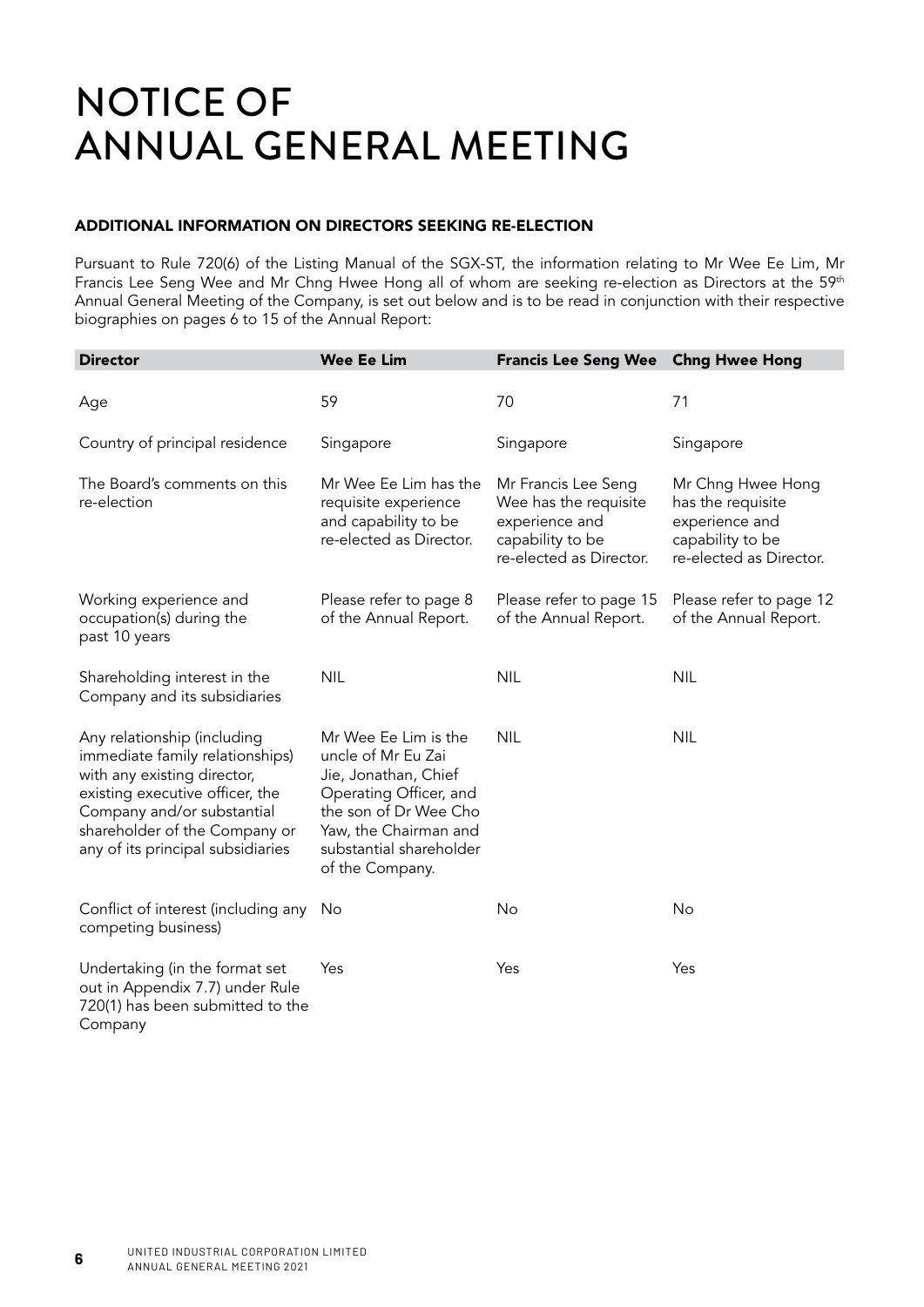# NOTICE OF ANNUAL GENERAL MEETING

### ADDITIONAL INFORMATION ON DIRECTORS SEEKING RE-ELECTION

Pursuant to Rule 720(6) of the Listing Manual of the SGX-ST, the information relating to Mr Wee Ee Lim, Mr Francis Lee Seng Wee and Mr Chng Hwee Hong all of whom are seeking re-election as Directors at the 59th Annual General Meeting of the Company, is set out below and is to be read in conjunction with their respective biographies on pages 6 to 15 of the Annual Report:

| Director | Wee Ee Lim | Francis Lee Seng Wee | Chng Hwee Hong |
|---|---|---|---|
| Age | 59 | 70 | 71 |
| Country of principal residence | Singapore | Singapore | Singapore |
| The Board's comments on this re-election | Mr Wee Ee Lim has the requisite experience and capability to be re-elected as Director. | Mr Francis Lee Seng Wee has the requisite experience and capability to be re-elected as Director. | Mr Chng Hwee Hong has the requisite experience and capability to be re-elected as Director. |
| Working experience and occupation(s) during the past 10 years | Please refer to page 8 of the Annual Report. | Please refer to page 15 of the Annual Report. | Please refer to page 12 of the Annual Report. |
| Shareholding interest in the Company and its subsidiaries | NIL | NIL | NIL |
| Any relationship (including immediate family relationships) with any existing director, existing executive officer, the Company and/or substantial shareholder of the Company or any of its principal subsidiaries | Mr Wee Ee Lim is the uncle of Mr Eu Zai Jie, Jonathan, Chief Operating Officer, and the son of Dr Wee Cho Yaw, the Chairman and substantial shareholder of the Company. | NIL | NIL |
| Conflict of interest (including any competing business) | No | No | No |
| Undertaking (in the format set out in Appendix 7.7) under Rule 720(1) has been submitted to the Company | Yes | Yes | Yes |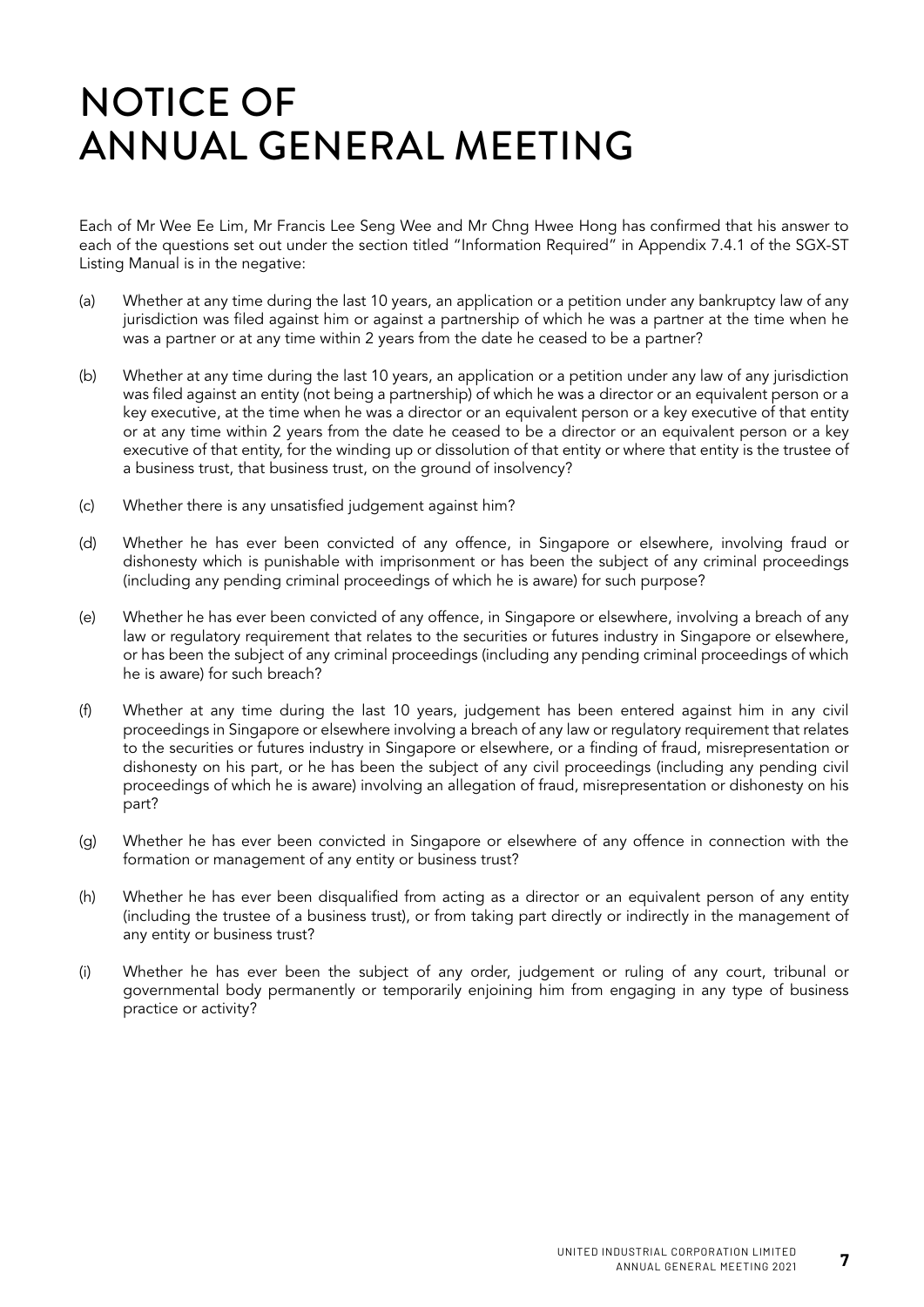# NOTICE OF ANNUAL GENERAL MEETING

Each of Mr Wee Ee Lim, Mr Francis Lee Seng Wee and Mr Chng Hwee Hong has confirmed that his answer to each of the questions set out under the section titled "Information Required" in Appendix 7.4.1 of the SGX-ST Listing Manual is in the negative:

(a) Whether at any time during the last 10 years, an application or a petition under any bankruptcy law of any jurisdiction was filed against him or against a partnership of which he was a partner at the time when he was a partner or at any time within 2 years from the date he ceased to be a partner?

(b) Whether at any time during the last 10 years, an application or a petition under any law of any jurisdiction was filed against an entity (not being a partnership) of which he was a director or an equivalent person or a key executive, at the time when he was a director or an equivalent person or a key executive of that entity or at any time within 2 years from the date he ceased to be a director or an equivalent person or a key executive of that entity, for the winding up or dissolution of that entity or where that entity is the trustee of a business trust, that business trust, on the ground of insolvency?

(c) Whether there is any unsatisfied judgement against him?

(d) Whether he has ever been convicted of any offence, in Singapore or elsewhere, involving fraud or dishonesty which is punishable with imprisonment or has been the subject of any criminal proceedings (including any pending criminal proceedings of which he is aware) for such purpose?

(e) Whether he has ever been convicted of any offence, in Singapore or elsewhere, involving a breach of any law or regulatory requirement that relates to the securities or futures industry in Singapore or elsewhere, or has been the subject of any criminal proceedings (including any pending criminal proceedings of which he is aware) for such breach?

(f) Whether at any time during the last 10 years, judgement has been entered against him in any civil proceedings in Singapore or elsewhere involving a breach of any law or regulatory requirement that relates to the securities or futures industry in Singapore or elsewhere, or a finding of fraud, misrepresentation or dishonesty on his part, or he has been the subject of any civil proceedings (including any pending civil proceedings of which he is aware) involving an allegation of fraud, misrepresentation or dishonesty on his part?

(g) Whether he has ever been convicted in Singapore or elsewhere of any offence in connection with the formation or management of any entity or business trust?

(h) Whether he has ever been disqualified from acting as a director or an equivalent person of any entity (including the trustee of a business trust), or from taking part directly or indirectly in the management of any entity or business trust?

(i) Whether he has ever been the subject of any order, judgement or ruling of any court, tribunal or governmental body permanently or temporarily enjoining him from engaging in any type of business practice or activity?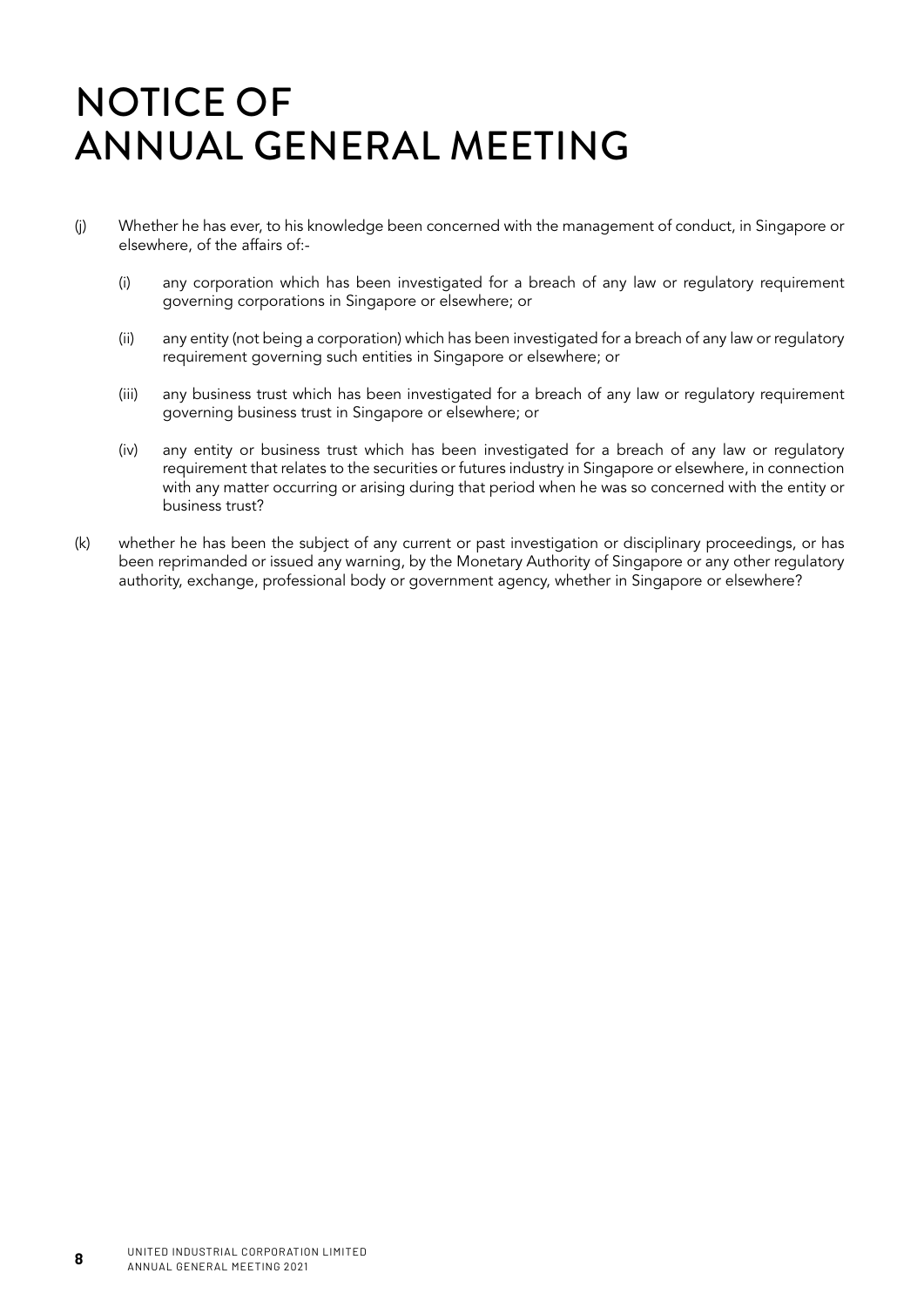# NOTICE OF ANNUAL GENERAL MEETING

(j) Whether he has ever, to his knowledge been concerned with the management of conduct, in Singapore or elsewhere, of the affairs of:-

  (i) any corporation which has been investigated for a breach of any law or regulatory requirement governing corporations in Singapore or elsewhere; or

  (ii) any entity (not being a corporation) which has been investigated for a breach of any law or regulatory requirement governing such entities in Singapore or elsewhere; or

  (iii) any business trust which has been investigated for a breach of any law or regulatory requirement governing business trust in Singapore or elsewhere; or

  (iv) any entity or business trust which has been investigated for a breach of any law or regulatory requirement that relates to the securities or futures industry in Singapore or elsewhere, in connection with any matter occurring or arising during that period when he was so concerned with the entity or business trust?

(k) whether he has been the subject of any current or past investigation or disciplinary proceedings, or has been reprimanded or issued any warning, by the Monetary Authority of Singapore or any other regulatory authority, exchange, professional body or government agency, whether in Singapore or elsewhere?